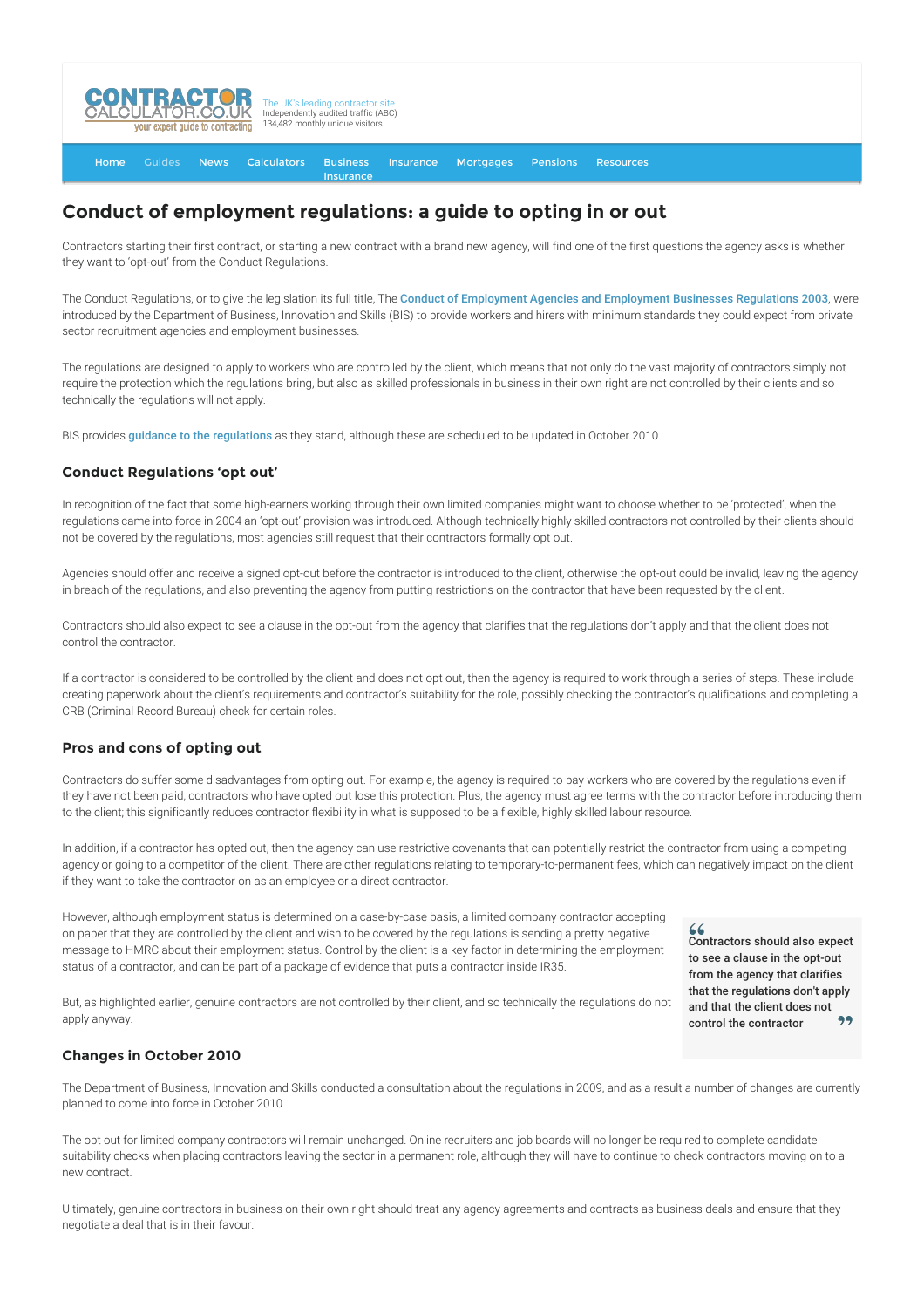# Conduct of employment regulations: a guide to opting in or out

Contractors starting their first contract, or starting a new contract with a brand new agency, will find one of the first questions the agency asks is whether they want to 'opt-out' from the Conduct Regulations.

The Conduct Regulations, or to give the legislation its full title, The Conduct of Employment Agencies and Employment Businesses Regulations 2003, were introduced by the Department of Business, Innovation and Skills (BIS) to provide workers and hirers with minimum standards they could expect from private sector recruitment agencies and employment businesses.

The regulations are designed to apply to workers who are controlled by the client, which means that not only do the vast majority of contractors simply not require the protection which the regulations bring, but also as skilled professionals in business in their own right are not controlled by their clients and so technically the regulations will not apply.

BIS provides guidance to the regulations as they stand, although these are scheduled to be updated in October 2010.

### Conduct Regulations 'opt out'

In recognition of the fact that some high-earners working through their own limited companies might want to choose whether to be 'protected', when the regulations came into force in 2004 an 'opt-out' provision was introduced. Although technically highly skilled contractors not controlled by their clients should not be covered by the regulations, most agencies still request that their contractors formally opt out.

Agencies should offer and receive a signed opt-out before the contractor is introduced to the client, otherwise the opt-out could be invalid, leaving the agency in breach of the regulations, and also preventing the agency from putting restrictions on the contractor that have been requested by the client.

Contractors should also expect to see a clause in the opt-out from the agency that clarifies that the regulations don't apply and that the client does not control the contractor.

If a contractor is considered to be controlled by the client and does not opt out, then the agency is required to work through a series of steps. These include creating paperwork about the client's requirements and contractor's suitability for the role, possibly checking the contractor's qualifications and completing a CRB (Criminal Record Bureau) check for certain roles.

### Pros and cons of opting out

Contractors do suffer some disadvantages from opting out. For example, the agency is required to pay workers who are covered by the regulations even if they have not been paid; contractors who have opted out lose this protection. Plus, the agency must agree terms with the contractor before introducing them to the client; this significantly reduces contractor flexibility in what is supposed to be a flexible, highly skilled labour resource.

In addition, if a contractor has opted out, then the agency can use restrictive covenants that can potentially restrict the contractor from using a competing agency or going to a competitor of the client. There are other regulations relating to temporary-to-permanent fees, which can negatively impact on the client if they want to take the contractor on as an employee or a direct contractor.

However, although employment status is determined on a case-by-case basis, a limited company contractor accepting on paper that they are controlled by the client and wish to be covered by the regulations is sending a pretty negative message to HMRC about their employment status. Control by the client is a key factor in determining the employment status of a contractor, and can be part of a package of evidence that puts a contractor inside IR35.

> **Contractors should also expect to see a clause in the opt-out from the agency that clarifies that the regulations don't apply and that the client does not control the contractor**

But, as highlighted earlier, genuine contractors are not controlled by their client, and so technically the regulations do not apply anyway.

### Changes in October 2010

The Department of Business, Innovation and Skills conducted a consultation about the regulations in 2009, and as a result a number of changes are currently planned to come into force in October 2010.

The opt out for limited company contractors will remain unchanged. Online recruiters and job boards will no longer be required to complete candidate suitability checks when placing contractors leaving the sector in a permanent role, although they will have to continue to check contractors moving on to a new contract.

Ultimately, genuine contractors in business on their own right should treat any agency agreements and contracts as business deals and ensure that they negotiate a deal that is in their favour.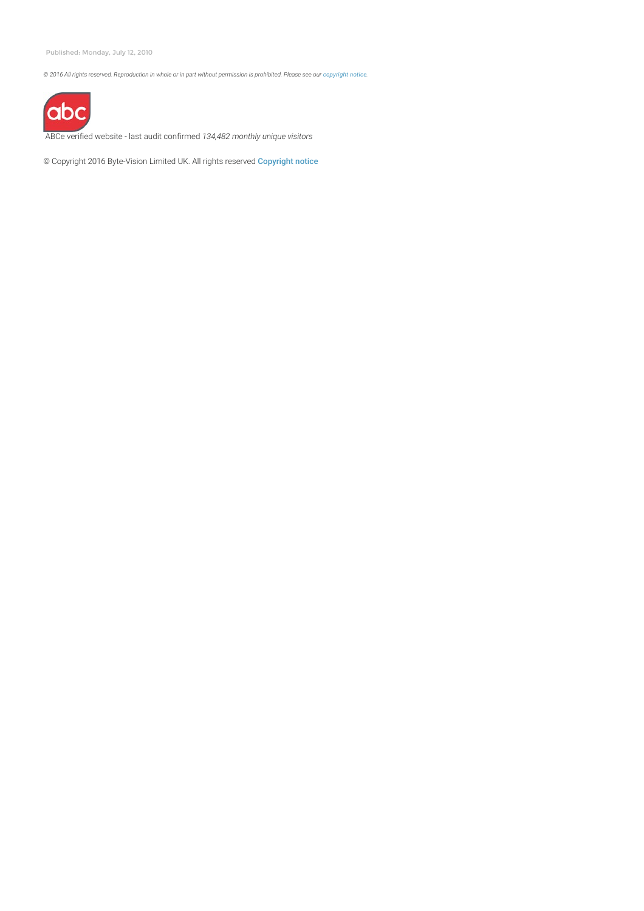Published: Monday, July 12, 2010

*© 2016 All rights reserved. Reproduction in whole or in part without permission is prohibited. Please see our copyright notice.*

ABCe verified website - last audit confirmed *134,482 monthly unique visitors*

© Copyright 2016 Byte-Vision Limited UK. All rights reserved Copyright notice